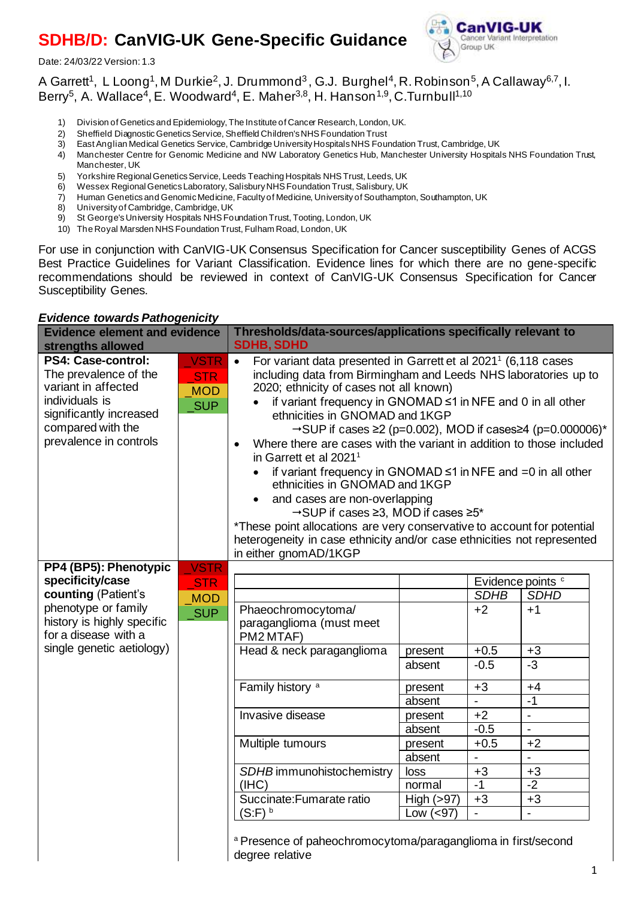# SDHB/D: CanVIG-UK Gene-Specific Guidance

Date: 24/03/22 Version: 1.3

A Garrett[1], L Loong[1], M Durkie[2], J. Drummond[3], G.J. Burghel[4], R. Robinson[5], A Callaway[6,7], I. Berry[5], A. Wallace[4], E. Woodward[4], E. Maher[3,8], H. Hanson[1,9], C.Turnbull[1,10]

1) Division of Genetics and Epidemiology, The Institute of Cancer Research, London, UK.
2) Sheffield Diagnostic Genetics Service, Sheffield Children's NHS Foundation Trust
3) East Anglian Medical Genetics Service, Cambridge University Hospitals NHS Foundation Trust, Cambridge, UK
4) Manchester Centre for Genomic Medicine and NW Laboratory Genetics Hub, Manchester University Hospitals NHS Foundation Trust, Manchester, UK
5) Yorkshire Regional Genetics Service, Leeds Teaching Hospitals NHS Trust, Leeds, UK
6) Wessex Regional Genetics Laboratory, Salisbury NHS Foundation Trust, Salisbury, UK
7) Human Genetics and Genomic Medicine, Faculty of Medicine, University of Southampton, Southampton, UK
8) University of Cambridge, Cambridge, UK
9) St George's University Hospitals NHS Foundation Trust, Tooting, London, UK
10) The Royal Marsden NHS Foundation Trust, Fulham Road, London, UK

For use in conjunction with CanVIG-UK Consensus Specification for Cancer susceptibility Genes of ACGS Best Practice Guidelines for Variant Classification. Evidence lines for which there are no gene-specific recommendations should be reviewed in context of CanVIG-UK Consensus Specification for Cancer Susceptibility Genes.

### *Evidence towards Pathogenicity*

| Evidence element and evidence strengths allowed | | Thresholds/data-sources/applications specifically relevant to SDHB, SDHD |
|---|---|---|
| **PS4: Case-control:** The prevalence of the variant in affected individuals is significantly increased compared with the prevalence in controls | _VSTR<br>_STR<br>_MOD<br>_SUP | • For variant data presented in Garrett et al 2021[1] (6,118 cases including data from Birmingham and Leeds NHS laboratories up to 2020; ethnicity of cases not all known)<br>  • if variant frequency in GNOMAD ≤1 in NFE and 0 in all other ethnicities in GNOMAD and 1KGP<br>    →SUP if cases ≥2 (p=0.002), MOD if cases≥4 (p=0.000006)*<br>• Where there are cases with the variant in addition to those included in Garrett et al 2021[1]<br>  • if variant frequency in GNOMAD ≤1 in NFE and =0 in all other ethnicities in GNOMAD and 1KGP<br>  • and cases are non-overlapping<br>    →SUP if cases ≥3, MOD if cases ≥5*<br>*These point allocations are very conservative to account for potential heterogeneity in case ethnicity and/or case ethnicities not represented in either gnomAD/1KGP |
| **PP4 (BP5): Phenotypic specificity/case counting** (Patient's phenotype or family history is highly specific for a disease with a single genetic aetiology) | _VSTR<br>_STR<br>_MOD<br>_SUP | (see table below) |

| | | Evidence points [c] | |
|---|---|---|---|
| | | *SDHB* | *SDHD* |
| Phaeochromocytoma/ paraganglioma (must meet PM2 MTAF) | | +2 | +1 |
| Head & neck paraganglioma | present | +0.5 | +3 |
| | absent | -0.5 | -3 |
| Family history [a] | present | +3 | +4 |
| | absent | - | -1 |
| Invasive disease | present | +2 | - |
| | absent | -0.5 | - |
| Multiple tumours | present | +0.5 | +2 |
| | absent | - | - |
| *SDHB* immunohistochemistry (IHC) | loss | +3 | +3 |
| | normal | -1 | -2 |
| Succinate:Fumarate ratio (S:F) [b] | High (>97) | +3 | +3 |
| | Low (<97) | - | - |

[a] Presence of paeochromocytoma/paraganglioma in first/second degree relative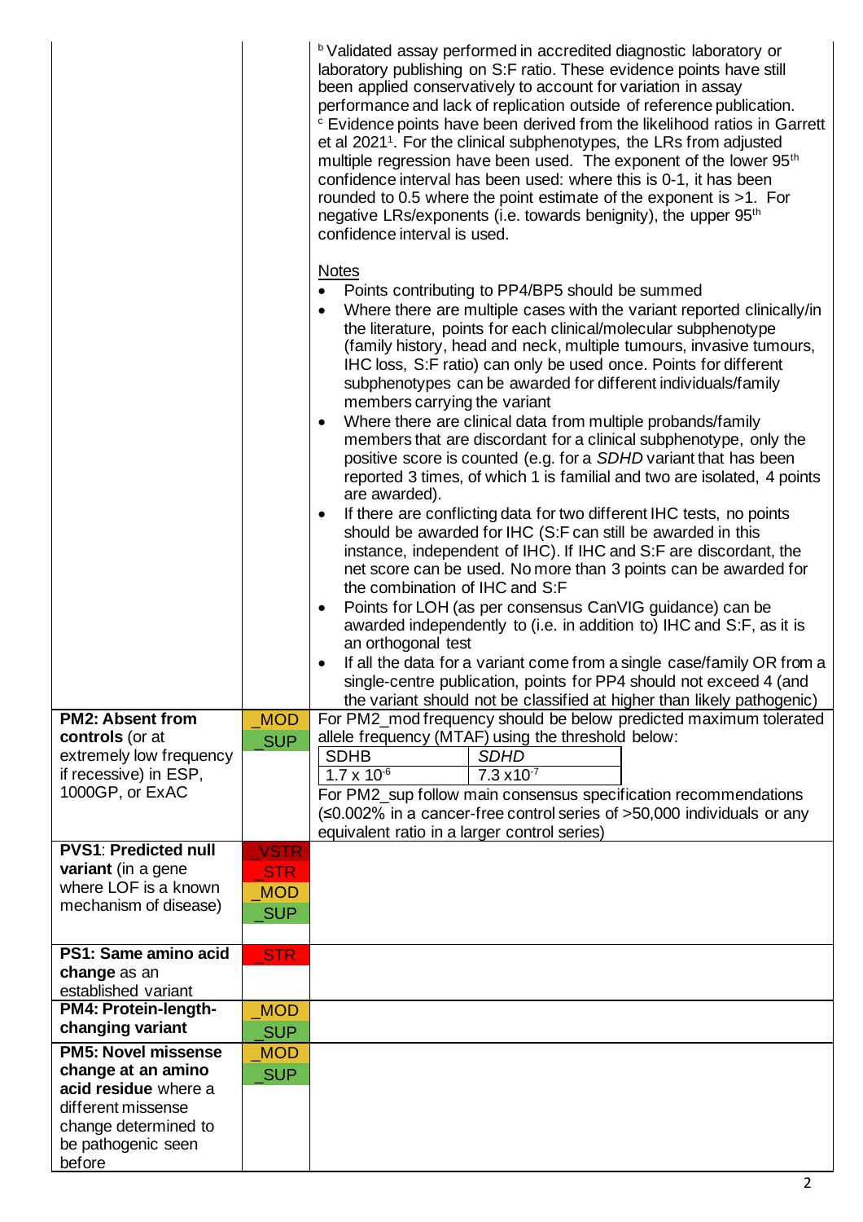| | | |
|---|---|---|
| | | [b] Validated assay performed in accredited diagnostic laboratory or laboratory publishing on S:F ratio. These evidence points have still been applied conservatively to account for variation in assay performance and lack of replication outside of reference publication.<br>[c] Evidence points have been derived from the likelihood ratios in Garrett et al 2021[1]. For the clinical subphenotypes, the LRs from adjusted multiple regression have been used. The exponent of the lower 95[th] confidence interval has been used: where this is 0-1, it has been rounded to 0.5 where the point estimate of the exponent is >1. For negative LRs/exponents (i.e. towards benignity), the upper 95[th] confidence interval is used.<br><br><u>Notes</u><br>• Points contributing to PP4/BP5 should be summed<br>• Where there are multiple cases with the variant reported clinically/in the literature, points for each clinical/molecular subphenotype (family history, head and neck, multiple tumours, invasive tumours, IHC loss, S:F ratio) can only be used once. Points for different subphenotypes can be awarded for different individuals/family members carrying the variant<br>• Where there are clinical data from multiple probands/family members that are discordant for a clinical subphenotype, only the positive score is counted (e.g. for a *SDHD* variant that has been reported 3 times, of which 1 is familial and two are isolated, 4 points are awarded).<br>• If there are conflicting data for two different IHC tests, no points should be awarded for IHC (S:F can still be awarded in this instance, independent of IHC). If IHC and S:F are discordant, the net score can be used. No more than 3 points can be awarded for the combination of IHC and S:F<br>• Points for LOH (as per consensus CanVIG guidance) can be awarded independently to (i.e. in addition to) IHC and S:F, as it is an orthogonal test<br>• If all the data for a variant come from a single case/family OR from a single-centre publication, points for PP4 should not exceed 4 (and the variant should not be classified at higher than likely pathogenic) |
| **PM2: Absent from controls** (or at extremely low frequency if recessive) in ESP, 1000GP, or ExAC | _MOD<br>_SUP | For PM2_mod frequency should be below predicted maximum tolerated allele frequency (MTAF) using the threshold below:<br>SDHB: $1.7 \times 10^{-6}$ ; *SDHD*: $7.3 \times 10^{-7}$<br>For PM2_sup follow main consensus specification recommendations (≤0.002% in a cancer-free control series of >50,000 individuals or any equivalent ratio in a larger control series) |
| **PVS1**: **Predicted null variant** (in a gene where LOF is a known mechanism of disease) | _VSTR<br>_STR<br>_MOD<br>_SUP | |
| **PS1: Same amino acid change** as an established variant | _STR | |
| **PM4: Protein-length-changing variant** | _MOD<br>_SUP | |
| **PM5: Novel missense change at an amino acid residue** where a different missense change determined to be pathogenic seen before | _MOD<br>_SUP | |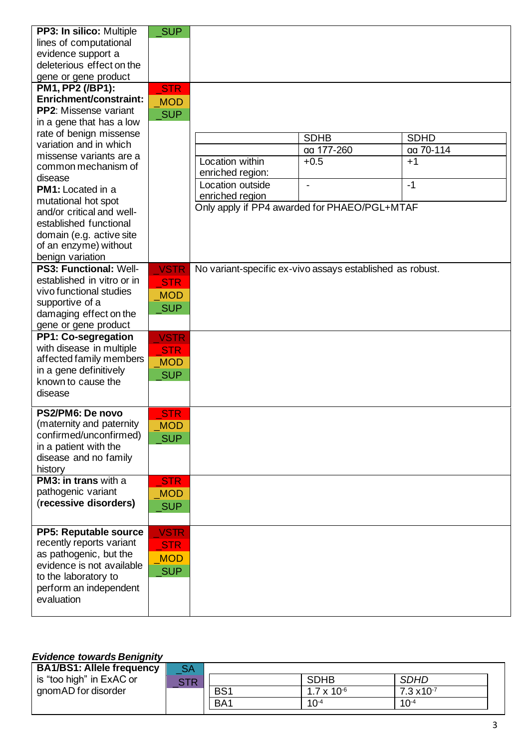| Criterion | Strength | Comments |
|---|---|---|
| **PP3: In silico:** Multiple lines of computational evidence support a deleterious effect on the gene or gene product | _SUP | |
| **PM1, PP2 (/BP1): Enrichment/constraint: PP2**: Missense variant in a gene that has a low rate of benign missense variation and in which missense variants are a common mechanism of disease **PM1:** Located in a mutational hot spot and/or critical and well-established functional domain (e.g. active site of an enzyme) without benign variation | _STR _MOD _SUP | (see nested table below) Only apply if PP4 awarded for PHAEO/PGL+MTAF |
| **PS3: Functional:** Well-established in vitro or in vivo functional studies supportive of a damaging effect on the gene or gene product | _VSTR _STR _MOD _SUP | No variant-specific ex-vivo assays established as robust. |
| **PP1: Co-segregation** with disease in multiple affected family members in a gene definitively known to cause the disease | _VSTR _STR _MOD _SUP | |
| **PS2/PM6: De novo** (maternity and paternity confirmed/unconfirmed) in a patient with the disease and no family history | _STR _MOD _SUP | |
| **PM3: in trans** with a pathogenic variant (**recessive disorders**) | _STR _MOD _SUP | |
| **PP5: Reputable source** recently reports variant as pathogenic, but the evidence is not available to the laboratory to perform an independent evaluation | _VSTR _STR _MOD _SUP | |

PM1, PP2 (/BP1) enrichment/constraint:

| | SDHB | SDHD |
|---|---|---|
| | aa 177-260 | aa 70-114 |
| Location within enriched region: | +0.5 | +1 |
| Location outside enriched region | - | -1 |

Only apply if PP4 awarded for PHAEO/PGL+MTAF

***Evidence towards Benignity***

| Criterion | Strength | Comments |
|---|---|---|
| **BA1/BS1: Allele frequency** is "too high" in ExAC or gnomAD for disorder | _SA _STR | (see nested table below) |

| | SDHB | *SDHD* |
|---|---|---|
| BS1 | $1.7 \times 10^{-6}$ | $7.3 \times 10^{-7}$ |
| BA1 | $10^{-4}$ | $10^{-4}$ |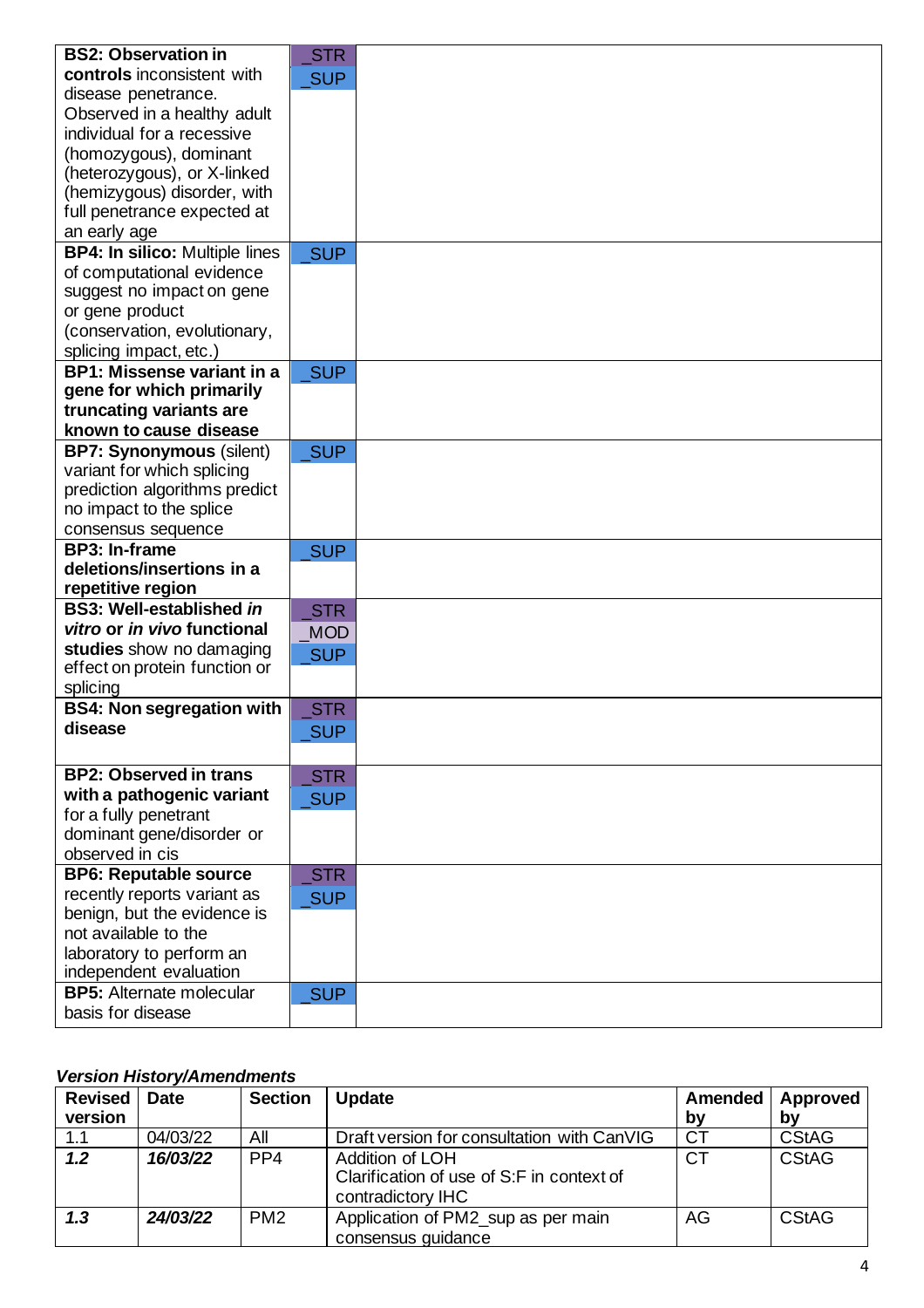| | | |
|---|---|---|
| **BS2: Observation in controls** inconsistent with disease penetrance. Observed in a healthy adult individual for a recessive (homozygous), dominant (heterozygous), or X-linked (hemizygous) disorder, with full penetrance expected at an early age | _STR<br>_SUP | |
| **BP4: In silico:** Multiple lines of computational evidence suggest no impact on gene or gene product (conservation, evolutionary, splicing impact, etc.) | _SUP | |
| **BP1: Missense variant in a gene for which primarily truncating variants are known to cause disease** | _SUP | |
| **BP7: Synonymous** (silent) variant for which splicing prediction algorithms predict no impact to the splice consensus sequence | _SUP | |
| **BP3: In-frame deletions/insertions in a repetitive region** | _SUP | |
| **BS3: Well-established *in vitro* or *in vivo* functional studies** show no damaging effect on protein function or splicing | _STR<br>_MOD<br>_SUP | |
| **BS4: Non segregation with disease** | _STR<br>_SUP | |
| **BP2: Observed in trans with a pathogenic variant** for a fully penetrant dominant gene/disorder or observed in cis | _STR<br>_SUP | |
| **BP6: Reputable source** recently reports variant as benign, but the evidence is not available to the laboratory to perform an independent evaluation | _STR<br>_SUP | |
| **BP5:** Alternate molecular basis for disease | _SUP | |

***Version History/Amendments***

| Revised version | Date | Section | Update | Amended by | Approved by |
|---|---|---|---|---|---|
| 1.1 | 04/03/22 | All | Draft version for consultation with CanVIG | CT | CStAG |
| ***1.2*** | ***16/03/22*** | PP4 | Addition of LOH<br>Clarification of use of S:F in context of contradictory IHC | CT | CStAG |
| ***1.3*** | ***24/03/22*** | PM2 | Application of PM2_sup as per main consensus guidance | AG | CStAG |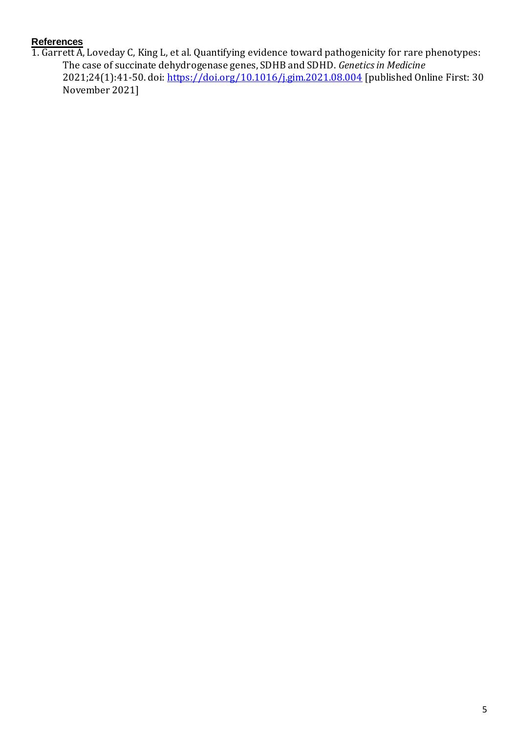## References

1. Garrett A, Loveday C, King L, et al. Quantifying evidence toward pathogenicity for rare phenotypes: The case of succinate dehydrogenase genes, SDHB and SDHD. *Genetics in Medicine* 2021;24(1):41-50. doi: https://doi.org/10.1016/j.gim.2021.08.004 [published Online First: 30 November 2021]